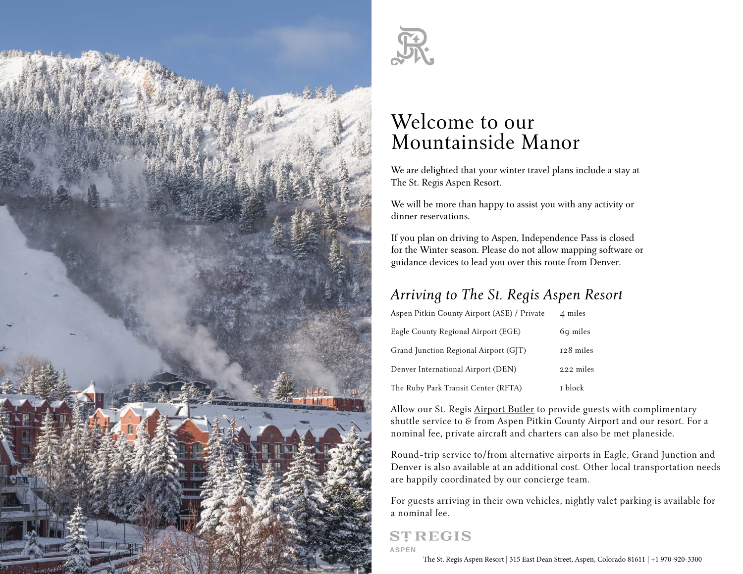# Welcome to our Mountainside Manor

We are delighted that your winter travel plans include a stay at The St. Regis Aspen Resort.

We will be more than happy to assist you with any activity or dinner reservations.

If you plan on driving to Aspen, Independence Pass is closed for the Winter season. Please do not allow mapping software or guidance devices to lead you over this route from Denver.

## *Arriving to The St. Regis Aspen Resort*

| | |
|---|---|
| Aspen Pitkin County Airport (ASE) / Private | 4 miles |
| Eagle County Regional Airport (EGE) | 69 miles |
| Grand Junction Regional Airport (GJT) | 128 miles |
| Denver International Airport (DEN) | 222 miles |
| The Ruby Park Transit Center (RFTA) | 1 block |

Allow our St. Regis Airport Butler to provide guests with complimentary shuttle service to & from Aspen Pitkin County Airport and our resort. For a nominal fee, private aircraft and charters can also be met planeside.

Round-trip service to/from alternative airports in Eagle, Grand Junction and Denver is also available at an additional cost. Other local transportation needs are happily coordinated by our concierge team.

For guests arriving in their own vehicles, nightly valet parking is available for a nominal fee.

ST REGIS
ASPEN

The St. Regis Aspen Resort | 315 East Dean Street, Aspen, Colorado 81611 | +1 970-920-3300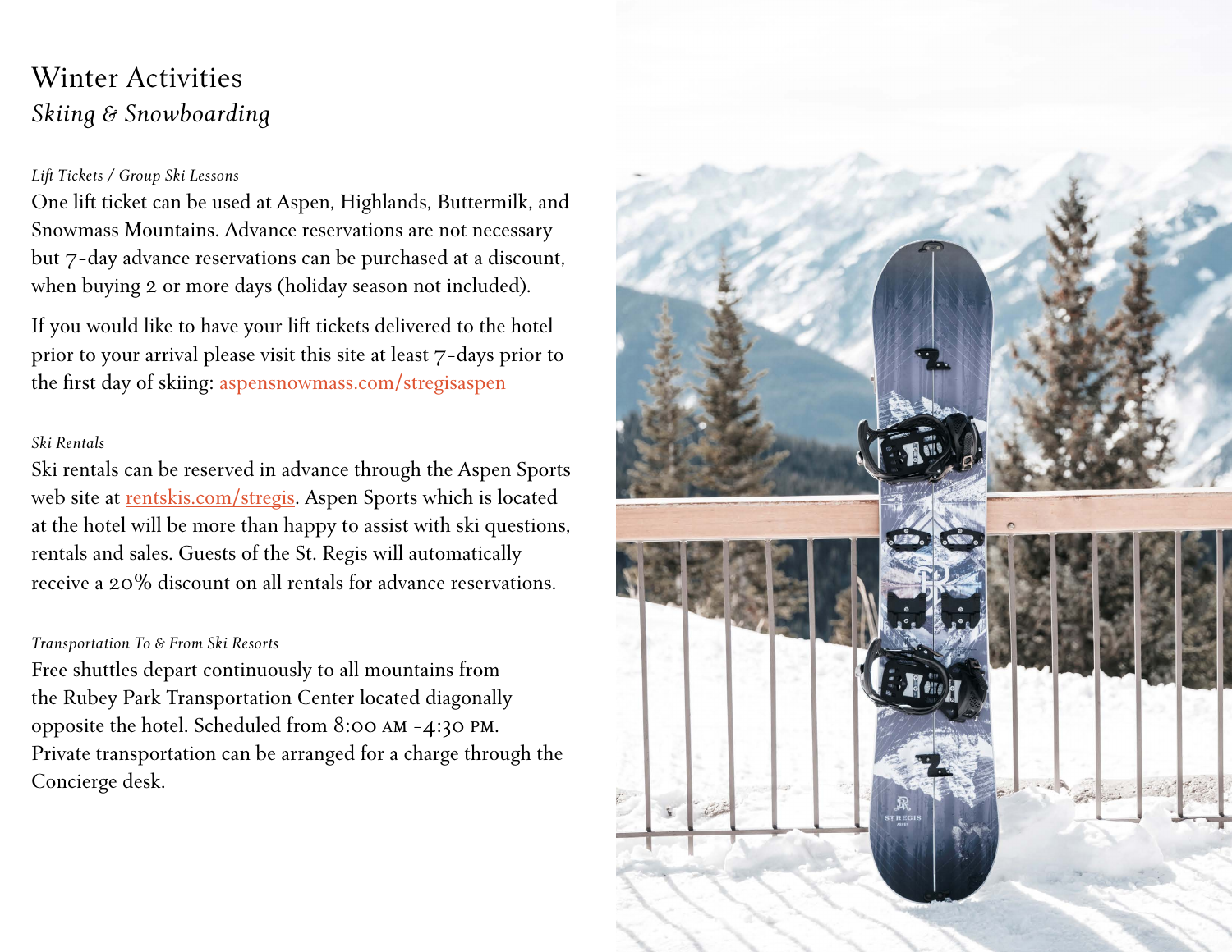# Winter Activities

## *Skiing & Snowboarding*

*Lift Tickets / Group Ski Lessons*

One lift ticket can be used at Aspen, Highlands, Buttermilk, and Snowmass Mountains. Advance reservations are not necessary but 7-day advance reservations can be purchased at a discount, when buying 2 or more days (holiday season not included).

If you would like to have your lift tickets delivered to the hotel prior to your arrival please visit this site at least 7-days prior to the first day of skiing: aspensnowmass.com/stregisaspen

*Ski Rentals*

Ski rentals can be reserved in advance through the Aspen Sports web site at rentskis.com/stregis. Aspen Sports which is located at the hotel will be more than happy to assist with ski questions, rentals and sales. Guests of the St. Regis will automatically receive a 20% discount on all rentals for advance reservations.

*Transportation To & From Ski Resorts*

Free shuttles depart continuously to all mountains from the Rubey Park Transportation Center located diagonally opposite the hotel. Scheduled from 8:00 AM -4:30 PM. Private transportation can be arranged for a charge through the Concierge desk.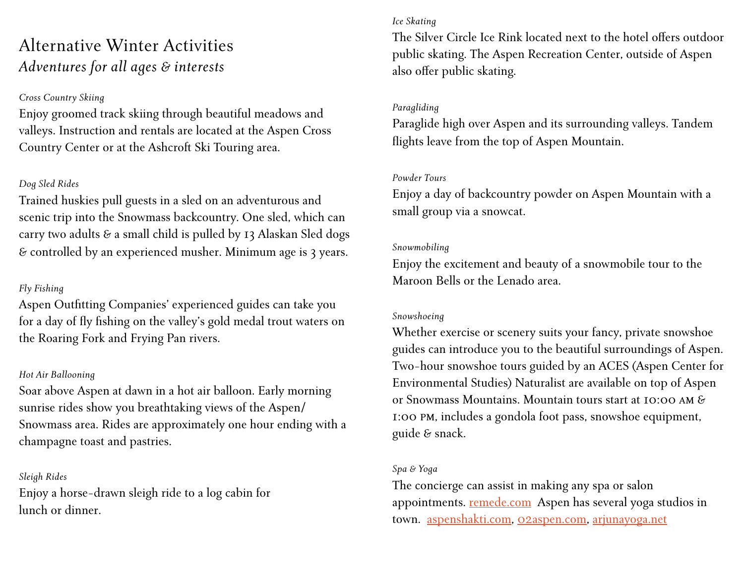# Alternative Winter Activities

*Adventures for all ages & interests*

*Cross Country Skiing*

Enjoy groomed track skiing through beautiful meadows and valleys. Instruction and rentals are located at the Aspen Cross Country Center or at the Ashcroft Ski Touring area.

*Dog Sled Rides*

Trained huskies pull guests in a sled on an adventurous and scenic trip into the Snowmass backcountry. One sled, which can carry two adults & a small child is pulled by 13 Alaskan Sled dogs & controlled by an experienced musher. Minimum age is 3 years.

*Fly Fishing*

Aspen Outfitting Companies' experienced guides can take you for a day of fly fishing on the valley's gold medal trout waters on the Roaring Fork and Frying Pan rivers.

*Hot Air Ballooning*

Soar above Aspen at dawn in a hot air balloon. Early morning sunrise rides show you breathtaking views of the Aspen/ Snowmass area. Rides are approximately one hour ending with a champagne toast and pastries.

*Sleigh Rides*

Enjoy a horse-drawn sleigh ride to a log cabin for lunch or dinner.

*Ice Skating*

The Silver Circle Ice Rink located next to the hotel offers outdoor public skating. The Aspen Recreation Center, outside of Aspen also offer public skating.

*Paragliding*

Paraglide high over Aspen and its surrounding valleys. Tandem flights leave from the top of Aspen Mountain.

*Powder Tours*

Enjoy a day of backcountry powder on Aspen Mountain with a small group via a snowcat.

*Snowmobiling*

Enjoy the excitement and beauty of a snowmobile tour to the Maroon Bells or the Lenado area.

*Snowshoeing*

Whether exercise or scenery suits your fancy, private snowshoe guides can introduce you to the beautiful surroundings of Aspen. Two-hour snowshoe tours guided by an ACES (Aspen Center for Environmental Studies) Naturalist are available on top of Aspen or Snowmass Mountains. Mountain tours start at 10:00 AM & 1:00 PM, includes a gondola foot pass, snowshoe equipment, guide & snack.

*Spa & Yoga*

The concierge can assist in making any spa or salon appointments. remede.com Aspen has several yoga studios in town. aspenshakti.com, o2aspen.com, arjunayoga.net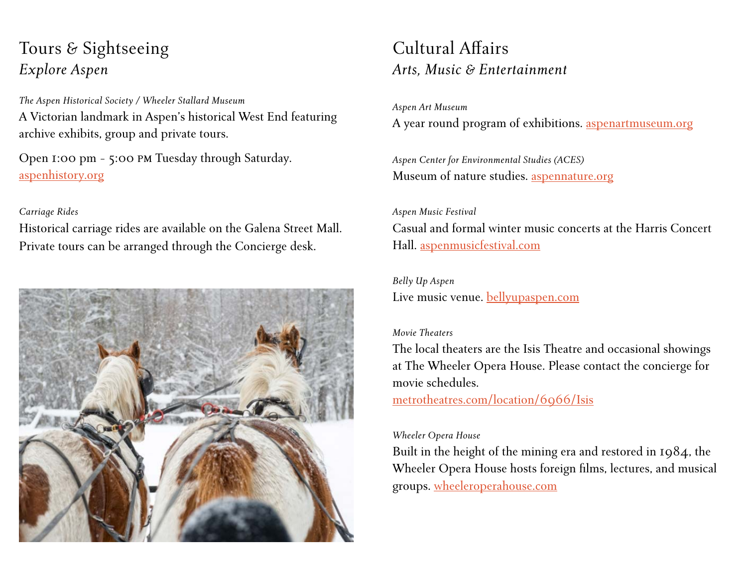# Tours & Sightseeing

## *Explore Aspen*

*The Aspen Historical Society / Wheeler Stallard Museum*

A Victorian landmark in Aspen's historical West End featuring archive exhibits, group and private tours.

Open 1:00 pm - 5:00 PM Tuesday through Saturday.
aspenhistory.org

*Carriage Rides*

Historical carriage rides are available on the Galena Street Mall. Private tours can be arranged through the Concierge desk.

# Cultural Affairs

## *Arts, Music & Entertainment*

*Aspen Art Museum*

A year round program of exhibitions. aspenartmuseum.org

*Aspen Center for Environmental Studies (ACES)*

Museum of nature studies. aspennature.org

*Aspen Music Festival*

Casual and formal winter music concerts at the Harris Concert Hall. aspenmusicfestival.com

*Belly Up Aspen*

Live music venue. bellyupaspen.com

*Movie Theaters*

The local theaters are the Isis Theatre and occasional showings at The Wheeler Opera House. Please contact the concierge for movie schedules.
metrotheatres.com/location/6966/Isis

*Wheeler Opera House*

Built in the height of the mining era and restored in 1984, the Wheeler Opera House hosts foreign films, lectures, and musical groups. wheeleroperahouse.com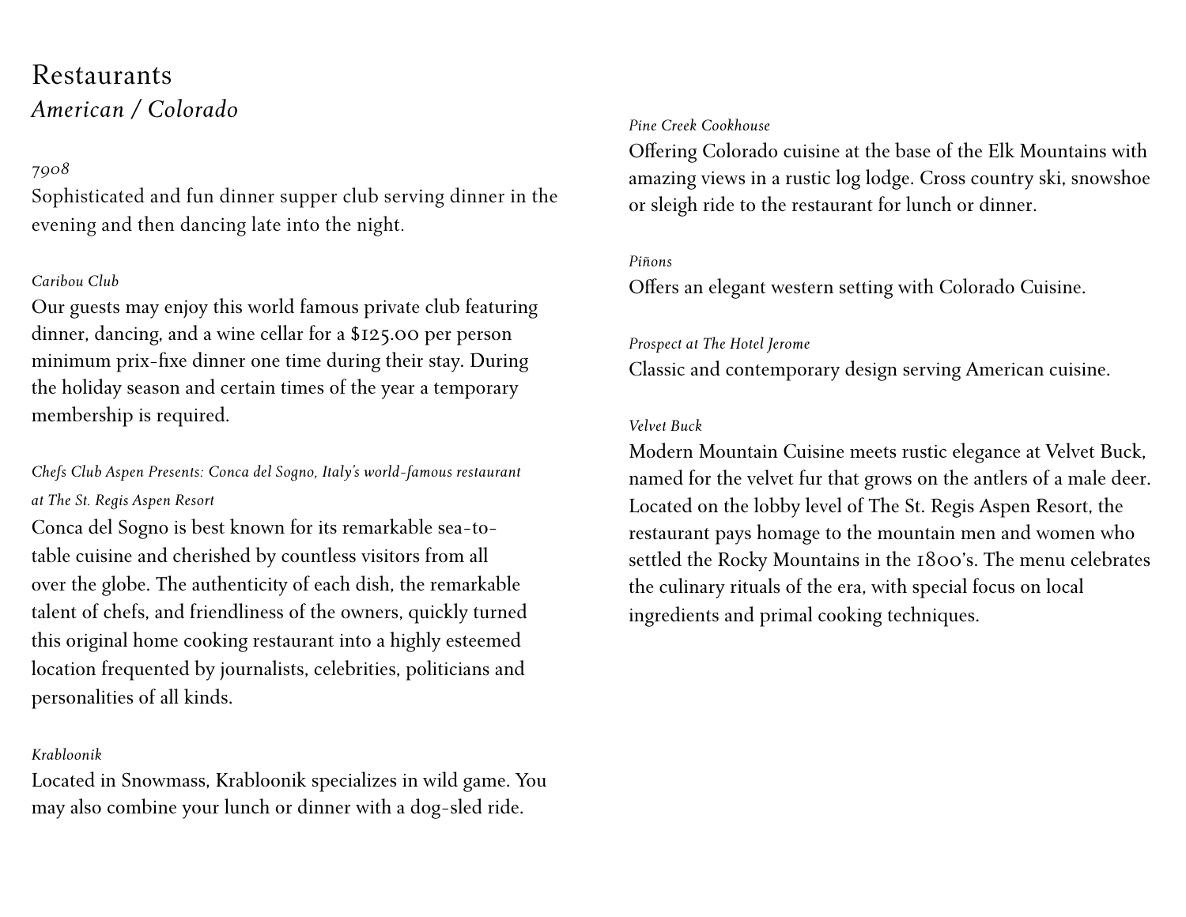# Restaurants

## *American / Colorado*

*7908*

Sophisticated and fun dinner supper club serving dinner in the evening and then dancing late into the night.

*Caribou Club*

Our guests may enjoy this world famous private club featuring dinner, dancing, and a wine cellar for a $125.00 per person minimum prix-fixe dinner one time during their stay. During the holiday season and certain times of the year a temporary membership is required.

*Chefs Club Aspen Presents: Conca del Sogno, Italy's world-famous restaurant at The St. Regis Aspen Resort*

Conca del Sogno is best known for its remarkable sea-to-table cuisine and cherished by countless visitors from all over the globe. The authenticity of each dish, the remarkable talent of chefs, and friendliness of the owners, quickly turned this original home cooking restaurant into a highly esteemed location frequented by journalists, celebrities, politicians and personalities of all kinds.

*Krabloonik*

Located in Snowmass, Krabloonik specializes in wild game. You may also combine your lunch or dinner with a dog-sled ride.

*Pine Creek Cookhouse*

Offering Colorado cuisine at the base of the Elk Mountains with amazing views in a rustic log lodge. Cross country ski, snowshoe or sleigh ride to the restaurant for lunch or dinner.

*Piñons*

Offers an elegant western setting with Colorado Cuisine.

*Prospect at The Hotel Jerome*

Classic and contemporary design serving American cuisine.

*Velvet Buck*

Modern Mountain Cuisine meets rustic elegance at Velvet Buck, named for the velvet fur that grows on the antlers of a male deer. Located on the lobby level of The St. Regis Aspen Resort, the restaurant pays homage to the mountain men and women who settled the Rocky Mountains in the 1800's. The menu celebrates the culinary rituals of the era, with special focus on local ingredients and primal cooking techniques.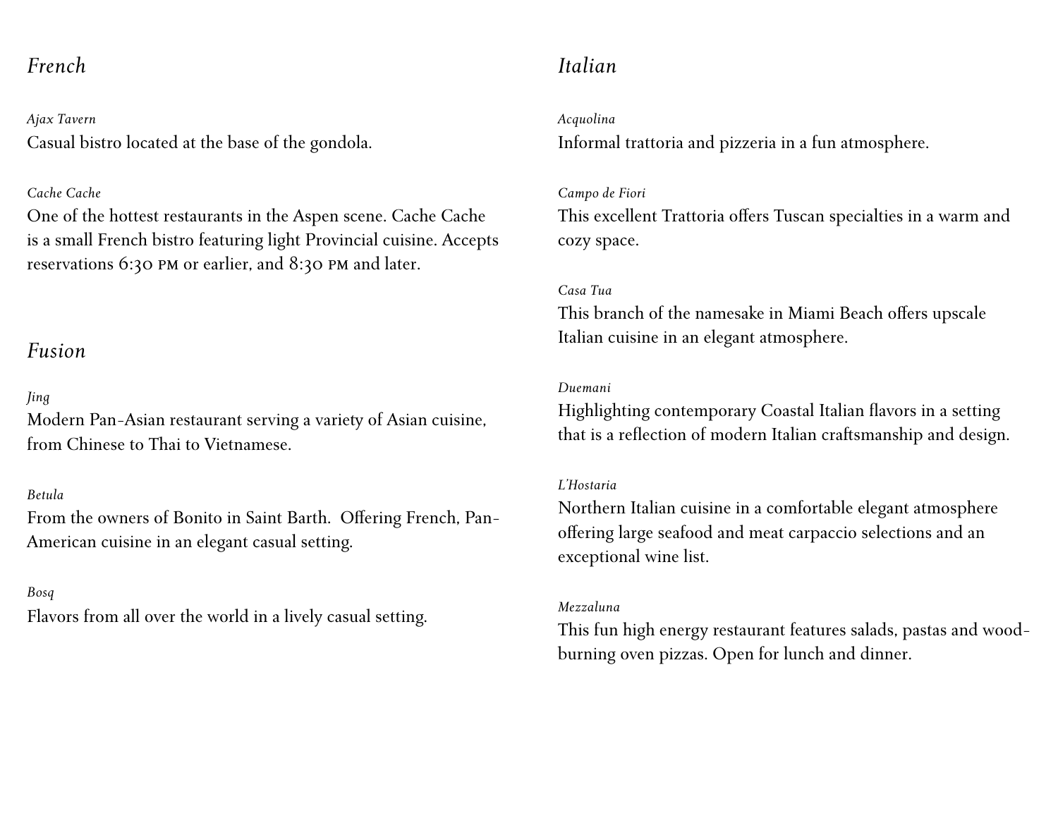## *French*

*Ajax Tavern*
Casual bistro located at the base of the gondola.

*Cache Cache*
One of the hottest restaurants in the Aspen scene. Cache Cache is a small French bistro featuring light Provincial cuisine. Accepts reservations 6:30 PM or earlier, and 8:30 PM and later.

## *Fusion*

*Jing*
Modern Pan-Asian restaurant serving a variety of Asian cuisine, from Chinese to Thai to Vietnamese.

*Betula*
From the owners of Bonito in Saint Barth. Offering French, Pan-American cuisine in an elegant casual setting.

*Bosq*
Flavors from all over the world in a lively casual setting.

## *Italian*

*Acquolina*
Informal trattoria and pizzeria in a fun atmosphere.

*Campo de Fiori*
This excellent Trattoria offers Tuscan specialties in a warm and cozy space.

*Casa Tua*
This branch of the namesake in Miami Beach offers upscale Italian cuisine in an elegant atmosphere.

*Duemani*
Highlighting contemporary Coastal Italian flavors in a setting that is a reflection of modern Italian craftsmanship and design.

*L'Hostaria*
Northern Italian cuisine in a comfortable elegant atmosphere offering large seafood and meat carpaccio selections and an exceptional wine list.

*Mezzaluna*
This fun high energy restaurant features salads, pastas and wood-burning oven pizzas. Open for lunch and dinner.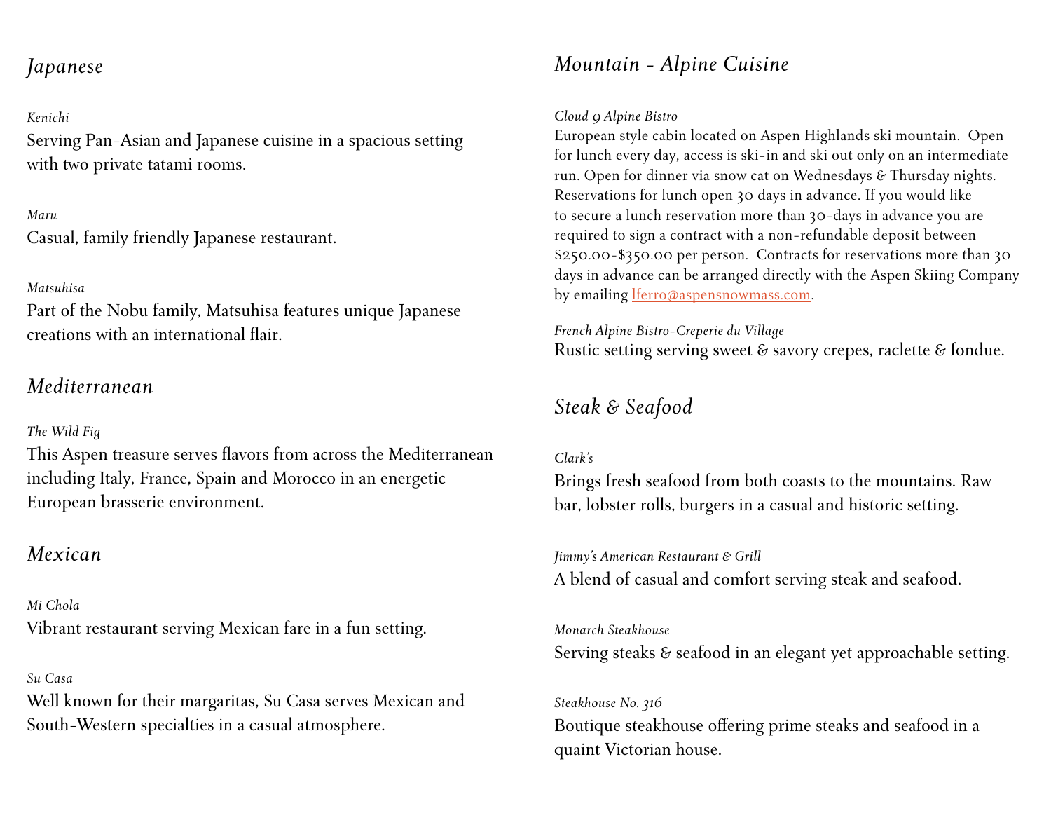## *Japanese*

*Kenichi*
Serving Pan-Asian and Japanese cuisine in a spacious setting with two private tatami rooms.

*Maru*
Casual, family friendly Japanese restaurant.

*Matsuhisa*
Part of the Nobu family, Matsuhisa features unique Japanese creations with an international flair.

## *Mediterranean*

*The Wild Fig*
This Aspen treasure serves flavors from across the Mediterranean including Italy, France, Spain and Morocco in an energetic European brasserie environment.

## *Mexican*

*Mi Chola*
Vibrant restaurant serving Mexican fare in a fun setting.

*Su Casa*
Well known for their margaritas, Su Casa serves Mexican and South-Western specialties in a casual atmosphere.

## *Mountain - Alpine Cuisine*

*Cloud 9 Alpine Bistro*
European style cabin located on Aspen Highlands ski mountain. Open for lunch every day, access is ski-in and ski out only on an intermediate run. Open for dinner via snow cat on Wednesdays & Thursday nights. Reservations for lunch open 30 days in advance. If you would like to secure a lunch reservation more than 30-days in advance you are required to sign a contract with a non-refundable deposit between $250.00-$350.00 per person. Contracts for reservations more than 30 days in advance can be arranged directly with the Aspen Skiing Company by emailing lferro@aspensnowmass.com.

*French Alpine Bistro-Creperie du Village*
Rustic setting serving sweet & savory crepes, raclette & fondue.

## *Steak & Seafood*

*Clark's*
Brings fresh seafood from both coasts to the mountains. Raw bar, lobster rolls, burgers in a casual and historic setting.

*Jimmy's American Restaurant & Grill*
A blend of casual and comfort serving steak and seafood.

*Monarch Steakhouse*
Serving steaks & seafood in an elegant yet approachable setting.

*Steakhouse No. 316*
Boutique steakhouse offering prime steaks and seafood in a quaint Victorian house.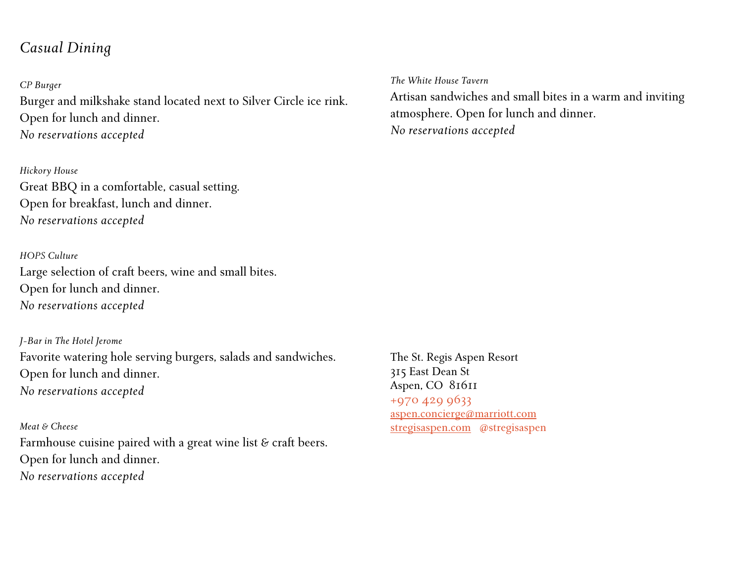## *Casual Dining*

*CP Burger*
Burger and milkshake stand located next to Silver Circle ice rink.
Open for lunch and dinner.
*No reservations accepted*

*Hickory House*
Great BBQ in a comfortable, casual setting.
Open for breakfast, lunch and dinner.
*No reservations accepted*

*HOPS Culture*
Large selection of craft beers, wine and small bites.
Open for lunch and dinner.
*No reservations accepted*

*J-Bar in The Hotel Jerome*
Favorite watering hole serving burgers, salads and sandwiches.
Open for lunch and dinner.
*No reservations accepted*

*Meat & Cheese*
Farmhouse cuisine paired with a great wine list & craft beers.
Open for lunch and dinner.
*No reservations accepted*

*The White House Tavern*
Artisan sandwiches and small bites in a warm and inviting atmosphere. Open for lunch and dinner.
*No reservations accepted*

The St. Regis Aspen Resort
315 East Dean St
Aspen, CO 81611
+970 429 9633
aspen.concierge@marriott.com
stregisaspen.com @stregisaspen